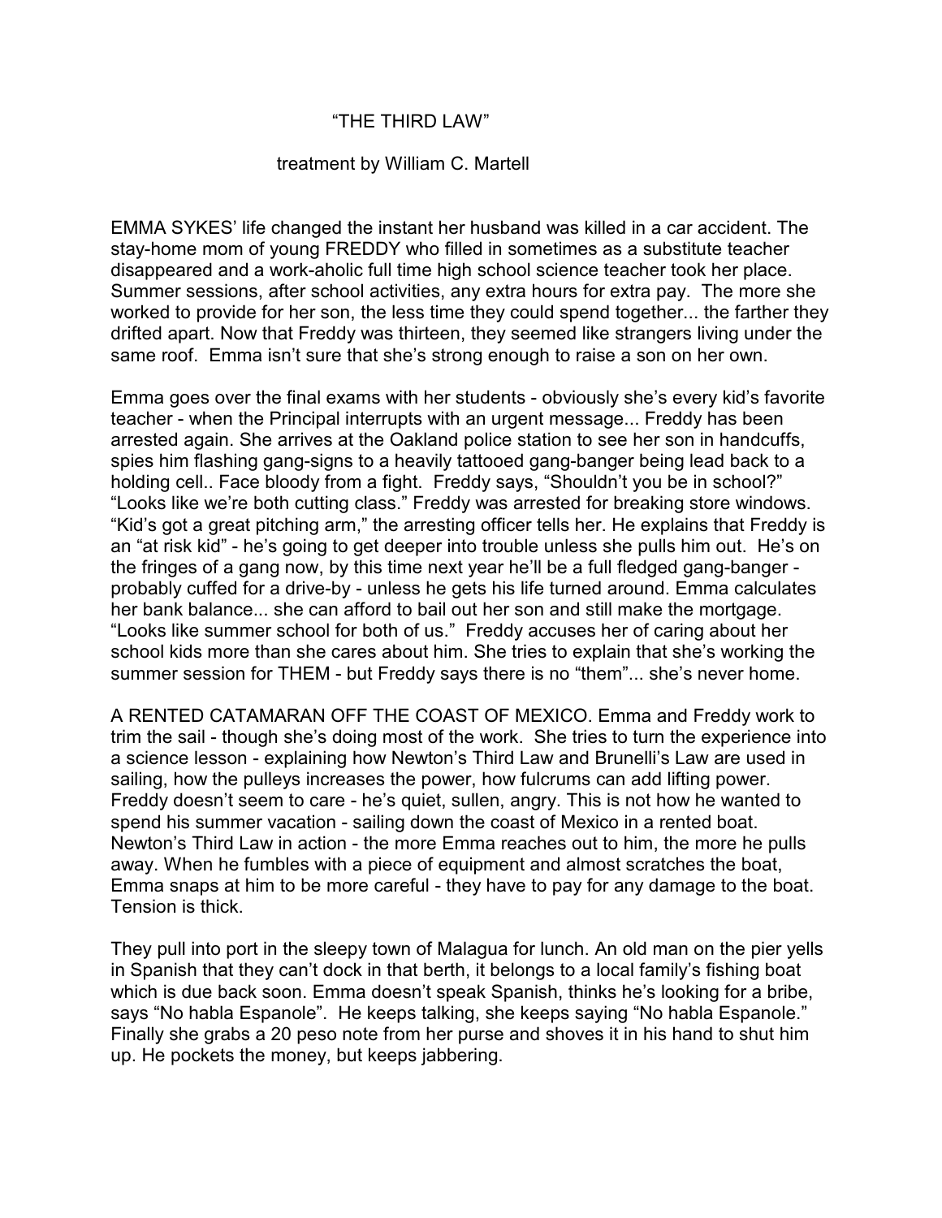# "THE THIRD LAW"

treatment by William C. Martell

EMMA SYKES' life changed the instant her husband was killed in a car accident. The stay-home mom of young FREDDY who filled in sometimes as a substitute teacher disappeared and a work-aholic full time high school science teacher took her place. Summer sessions, after school activities, any extra hours for extra pay. The more she worked to provide for her son, the less time they could spend together... the farther they drifted apart. Now that Freddy was thirteen, they seemed like strangers living under the same roof. Emma isn't sure that she's strong enough to raise a son on her own.

Emma goes over the final exams with her students - obviously she's every kid's favorite teacher - when the Principal interrupts with an urgent message... Freddy has been arrested again. She arrives at the Oakland police station to see her son in handcuffs, spies him flashing gang-signs to a heavily tattooed gang-banger being lead back to a holding cell.. Face bloody from a fight. Freddy says, "Shouldn't you be in school?" "Looks like we're both cutting class." Freddy was arrested for breaking store windows. "Kid's got a great pitching arm," the arresting officer tells her. He explains that Freddy is an "at risk kid" - he's going to get deeper into trouble unless she pulls him out. He's on the fringes of a gang now, by this time next year he'll be a full fledged gang-banger - probably cuffed for a drive-by - unless he gets his life turned around. Emma calculates her bank balance... she can afford to bail out her son and still make the mortgage. "Looks like summer school for both of us." Freddy accuses her of caring about her school kids more than she cares about him. She tries to explain that she's working the summer session for THEM - but Freddy says there is no "them"... she's never home.

A RENTED CATAMARAN OFF THE COAST OF MEXICO. Emma and Freddy work to trim the sail - though she's doing most of the work. She tries to turn the experience into a science lesson - explaining how Newton's Third Law and Brunelli's Law are used in sailing, how the pulleys increases the power, how fulcrums can add lifting power. Freddy doesn't seem to care - he's quiet, sullen, angry. This is not how he wanted to spend his summer vacation - sailing down the coast of Mexico in a rented boat. Newton's Third Law in action - the more Emma reaches out to him, the more he pulls away. When he fumbles with a piece of equipment and almost scratches the boat, Emma snaps at him to be more careful - they have to pay for any damage to the boat. Tension is thick.

They pull into port in the sleepy town of Malagua for lunch. An old man on the pier yells in Spanish that they can't dock in that berth, it belongs to a local family's fishing boat which is due back soon. Emma doesn't speak Spanish, thinks he's looking for a bribe, says "No habla Espanole". He keeps talking, she keeps saying "No habla Espanole." Finally she grabs a 20 peso note from her purse and shoves it in his hand to shut him up. He pockets the money, but keeps jabbering.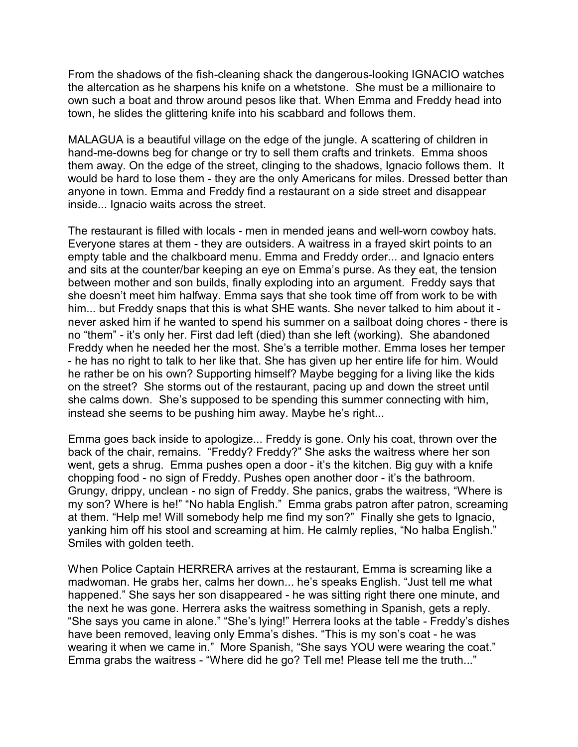From the shadows of the fish-cleaning shack the dangerous-looking IGNACIO watches the altercation as he sharpens his knife on a whetstone. She must be a millionaire to own such a boat and throw around pesos like that. When Emma and Freddy head into town, he slides the glittering knife into his scabbard and follows them.

MALAGUA is a beautiful village on the edge of the jungle. A scattering of children in hand-me-downs beg for change or try to sell them crafts and trinkets. Emma shoos them away. On the edge of the street, clinging to the shadows, Ignacio follows them. It would be hard to lose them - they are the only Americans for miles. Dressed better than anyone in town. Emma and Freddy find a restaurant on a side street and disappear inside... Ignacio waits across the street.

The restaurant is filled with locals - men in mended jeans and well-worn cowboy hats. Everyone stares at them - they are outsiders. A waitress in a frayed skirt points to an empty table and the chalkboard menu. Emma and Freddy order... and Ignacio enters and sits at the counter/bar keeping an eye on Emma's purse. As they eat, the tension between mother and son builds, finally exploding into an argument. Freddy says that she doesn't meet him halfway. Emma says that she took time off from work to be with him... but Freddy snaps that this is what SHE wants. She never talked to him about it - never asked him if he wanted to spend his summer on a sailboat doing chores - there is no "them" - it's only her. First dad left (died) than she left (working). She abandoned Freddy when he needed her the most. She's a terrible mother. Emma loses her temper - he has no right to talk to her like that. She has given up her entire life for him. Would he rather be on his own? Supporting himself? Maybe begging for a living like the kids on the street? She storms out of the restaurant, pacing up and down the street until she calms down. She's supposed to be spending this summer connecting with him, instead she seems to be pushing him away. Maybe he's right...

Emma goes back inside to apologize... Freddy is gone. Only his coat, thrown over the back of the chair, remains. "Freddy? Freddy?" She asks the waitress where her son went, gets a shrug. Emma pushes open a door - it's the kitchen. Big guy with a knife chopping food - no sign of Freddy. Pushes open another door - it's the bathroom. Grungy, drippy, unclean - no sign of Freddy. She panics, grabs the waitress, "Where is my son? Where is he!" "No habla English." Emma grabs patron after patron, screaming at them. "Help me! Will somebody help me find my son?" Finally she gets to Ignacio, yanking him off his stool and screaming at him. He calmly replies, "No halba English." Smiles with golden teeth.

When Police Captain HERRERA arrives at the restaurant, Emma is screaming like a madwoman. He grabs her, calms her down... he's speaks English. "Just tell me what happened." She says her son disappeared - he was sitting right there one minute, and the next he was gone. Herrera asks the waitress something in Spanish, gets a reply. "She says you came in alone." "She's lying!" Herrera looks at the table - Freddy's dishes have been removed, leaving only Emma's dishes. "This is my son's coat - he was wearing it when we came in." More Spanish, "She says YOU were wearing the coat." Emma grabs the waitress - "Where did he go? Tell me! Please tell me the truth..."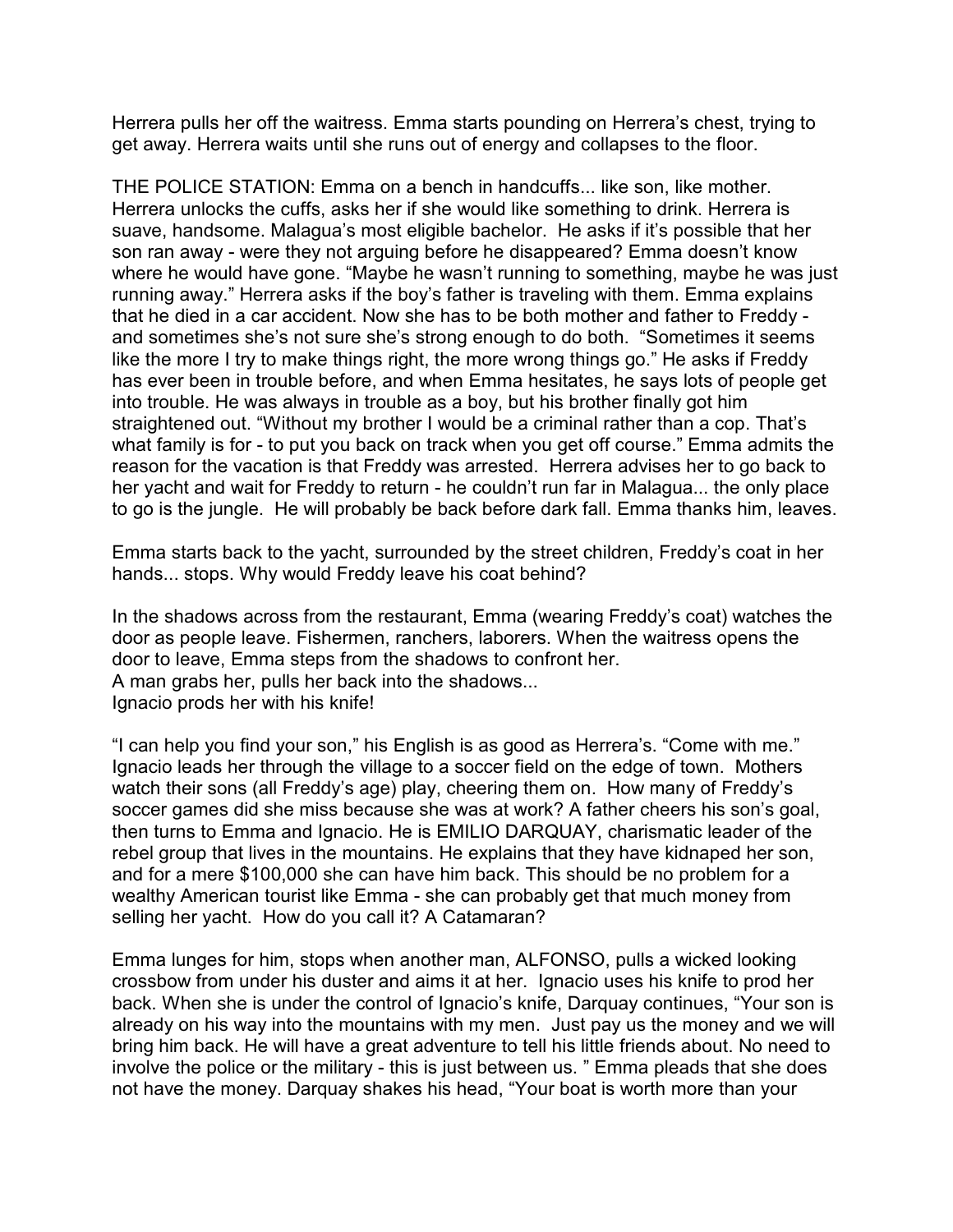Herrera pulls her off the waitress. Emma starts pounding on Herrera's chest, trying to get away. Herrera waits until she runs out of energy and collapses to the floor.

THE POLICE STATION: Emma on a bench in handcuffs... like son, like mother. Herrera unlocks the cuffs, asks her if she would like something to drink. Herrera is suave, handsome. Malagua's most eligible bachelor. He asks if it's possible that her son ran away - were they not arguing before he disappeared? Emma doesn't know where he would have gone. "Maybe he wasn't running to something, maybe he was just running away." Herrera asks if the boy's father is traveling with them. Emma explains that he died in a car accident. Now she has to be both mother and father to Freddy - and sometimes she's not sure she's strong enough to do both. "Sometimes it seems like the more I try to make things right, the more wrong things go." He asks if Freddy has ever been in trouble before, and when Emma hesitates, he says lots of people get into trouble. He was always in trouble as a boy, but his brother finally got him straightened out. "Without my brother I would be a criminal rather than a cop. That's what family is for - to put you back on track when you get off course." Emma admits the reason for the vacation is that Freddy was arrested. Herrera advises her to go back to her yacht and wait for Freddy to return - he couldn't run far in Malagua... the only place to go is the jungle. He will probably be back before dark fall. Emma thanks him, leaves.

Emma starts back to the yacht, surrounded by the street children, Freddy's coat in her hands... stops. Why would Freddy leave his coat behind?

In the shadows across from the restaurant, Emma (wearing Freddy's coat) watches the door as people leave. Fishermen, ranchers, laborers. When the waitress opens the door to leave, Emma steps from the shadows to confront her.
A man grabs her, pulls her back into the shadows...
Ignacio prods her with his knife!

"I can help you find your son," his English is as good as Herrera's. "Come with me." Ignacio leads her through the village to a soccer field on the edge of town. Mothers watch their sons (all Freddy's age) play, cheering them on. How many of Freddy's soccer games did she miss because she was at work? A father cheers his son's goal, then turns to Emma and Ignacio. He is EMILIO DARQUAY, charismatic leader of the rebel group that lives in the mountains. He explains that they have kidnaped her son, and for a mere $100,000 she can have him back. This should be no problem for a wealthy American tourist like Emma - she can probably get that much money from selling her yacht. How do you call it? A Catamaran?

Emma lunges for him, stops when another man, ALFONSO, pulls a wicked looking crossbow from under his duster and aims it at her. Ignacio uses his knife to prod her back. When she is under the control of Ignacio's knife, Darquay continues, "Your son is already on his way into the mountains with my men. Just pay us the money and we will bring him back. He will have a great adventure to tell his little friends about. No need to involve the police or the military - this is just between us. " Emma pleads that she does not have the money. Darquay shakes his head, "Your boat is worth more than your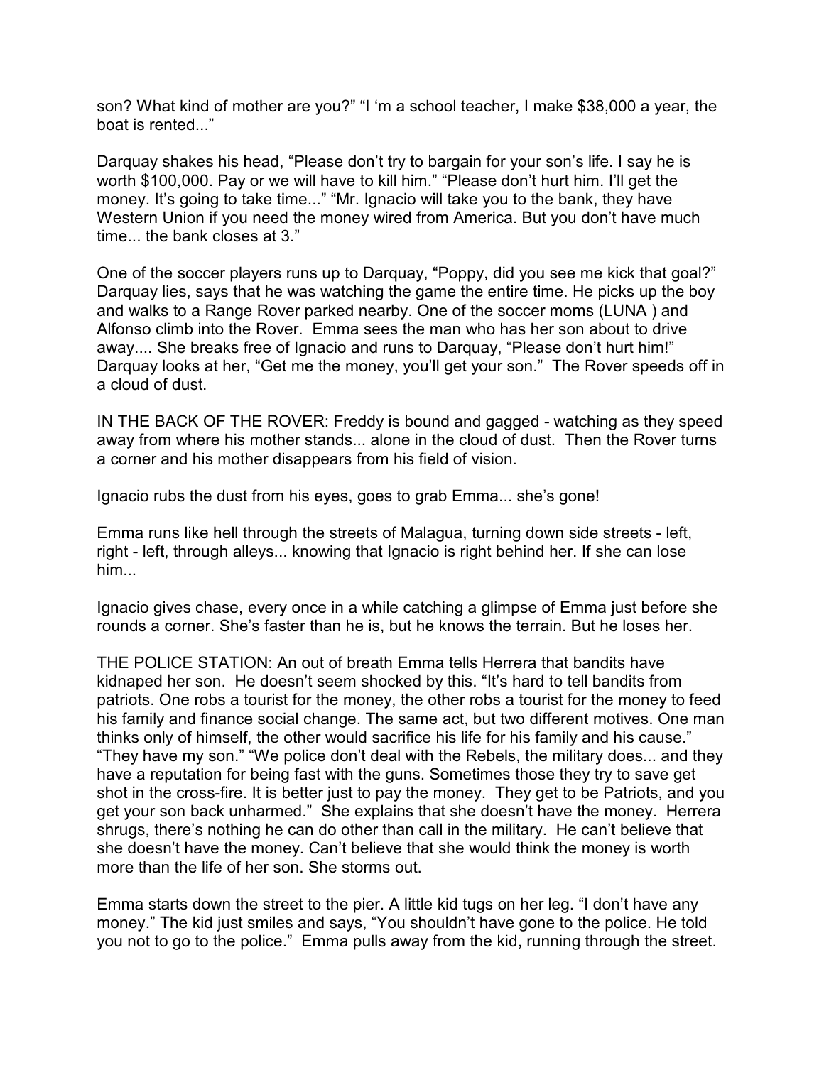son? What kind of mother are you?" "I 'm a school teacher, I make $38,000 a year, the boat is rented..."

Darquay shakes his head, "Please don't try to bargain for your son's life. I say he is worth $100,000. Pay or we will have to kill him." "Please don't hurt him. I'll get the money. It's going to take time..." "Mr. Ignacio will take you to the bank, they have Western Union if you need the money wired from America. But you don't have much time... the bank closes at 3."

One of the soccer players runs up to Darquay, "Poppy, did you see me kick that goal?" Darquay lies, says that he was watching the game the entire time. He picks up the boy and walks to a Range Rover parked nearby. One of the soccer moms (LUNA ) and Alfonso climb into the Rover. Emma sees the man who has her son about to drive away.... She breaks free of Ignacio and runs to Darquay, "Please don't hurt him!" Darquay looks at her, "Get me the money, you'll get your son." The Rover speeds off in a cloud of dust.

IN THE BACK OF THE ROVER: Freddy is bound and gagged - watching as they speed away from where his mother stands... alone in the cloud of dust. Then the Rover turns a corner and his mother disappears from his field of vision.

Ignacio rubs the dust from his eyes, goes to grab Emma... she's gone!

Emma runs like hell through the streets of Malagua, turning down side streets - left, right - left, through alleys... knowing that Ignacio is right behind her. If she can lose him...

Ignacio gives chase, every once in a while catching a glimpse of Emma just before she rounds a corner. She's faster than he is, but he knows the terrain. But he loses her.

THE POLICE STATION: An out of breath Emma tells Herrera that bandits have kidnaped her son. He doesn't seem shocked by this. "It's hard to tell bandits from patriots. One robs a tourist for the money, the other robs a tourist for the money to feed his family and finance social change. The same act, but two different motives. One man thinks only of himself, the other would sacrifice his life for his family and his cause." "They have my son." "We police don't deal with the Rebels, the military does... and they have a reputation for being fast with the guns. Sometimes those they try to save get shot in the cross-fire. It is better just to pay the money. They get to be Patriots, and you get your son back unharmed." She explains that she doesn't have the money. Herrera shrugs, there's nothing he can do other than call in the military. He can't believe that she doesn't have the money. Can't believe that she would think the money is worth more than the life of her son. She storms out.

Emma starts down the street to the pier. A little kid tugs on her leg. "I don't have any money." The kid just smiles and says, "You shouldn't have gone to the police. He told you not to go to the police." Emma pulls away from the kid, running through the street.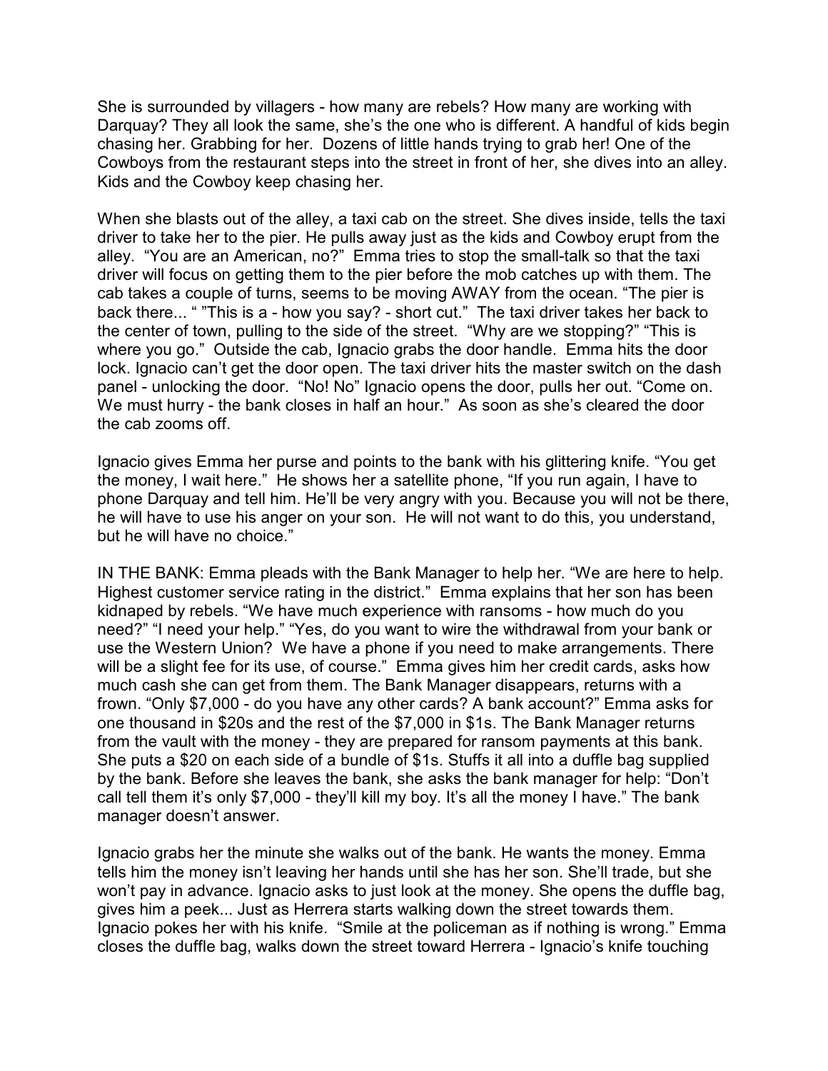She is surrounded by villagers - how many are rebels? How many are working with Darquay? They all look the same, she's the one who is different. A handful of kids begin chasing her. Grabbing for her. Dozens of little hands trying to grab her! One of the Cowboys from the restaurant steps into the street in front of her, she dives into an alley. Kids and the Cowboy keep chasing her.

When she blasts out of the alley, a taxi cab on the street. She dives inside, tells the taxi driver to take her to the pier. He pulls away just as the kids and Cowboy erupt from the alley. "You are an American, no?" Emma tries to stop the small-talk so that the taxi driver will focus on getting them to the pier before the mob catches up with them. The cab takes a couple of turns, seems to be moving AWAY from the ocean. "The pier is back there... " "This is a - how you say? - short cut." The taxi driver takes her back to the center of town, pulling to the side of the street. "Why are we stopping?" "This is where you go." Outside the cab, Ignacio grabs the door handle. Emma hits the door lock. Ignacio can't get the door open. The taxi driver hits the master switch on the dash panel - unlocking the door. "No! No" Ignacio opens the door, pulls her out. "Come on. We must hurry - the bank closes in half an hour." As soon as she's cleared the door the cab zooms off.

Ignacio gives Emma her purse and points to the bank with his glittering knife. "You get the money, I wait here." He shows her a satellite phone, "If you run again, I have to phone Darquay and tell him. He'll be very angry with you. Because you will not be there, he will have to use his anger on your son. He will not want to do this, you understand, but he will have no choice."

IN THE BANK: Emma pleads with the Bank Manager to help her. "We are here to help. Highest customer service rating in the district." Emma explains that her son has been kidnaped by rebels. "We have much experience with ransoms - how much do you need?" "I need your help." "Yes, do you want to wire the withdrawal from your bank or use the Western Union? We have a phone if you need to make arrangements. There will be a slight fee for its use, of course." Emma gives him her credit cards, asks how much cash she can get from them. The Bank Manager disappears, returns with a frown. "Only $7,000 - do you have any other cards? A bank account?" Emma asks for one thousand in $20s and the rest of the $7,000 in $1s. The Bank Manager returns from the vault with the money - they are prepared for ransom payments at this bank. She puts a $20 on each side of a bundle of $1s. Stuffs it all into a duffle bag supplied by the bank. Before she leaves the bank, she asks the bank manager for help: "Don't call tell them it's only $7,000 - they'll kill my boy. It's all the money I have." The bank manager doesn't answer.

Ignacio grabs her the minute she walks out of the bank. He wants the money. Emma tells him the money isn't leaving her hands until she has her son. She'll trade, but she won't pay in advance. Ignacio asks to just look at the money. She opens the duffle bag, gives him a peek... Just as Herrera starts walking down the street towards them. Ignacio pokes her with his knife. "Smile at the policeman as if nothing is wrong." Emma closes the duffle bag, walks down the street toward Herrera - Ignacio's knife touching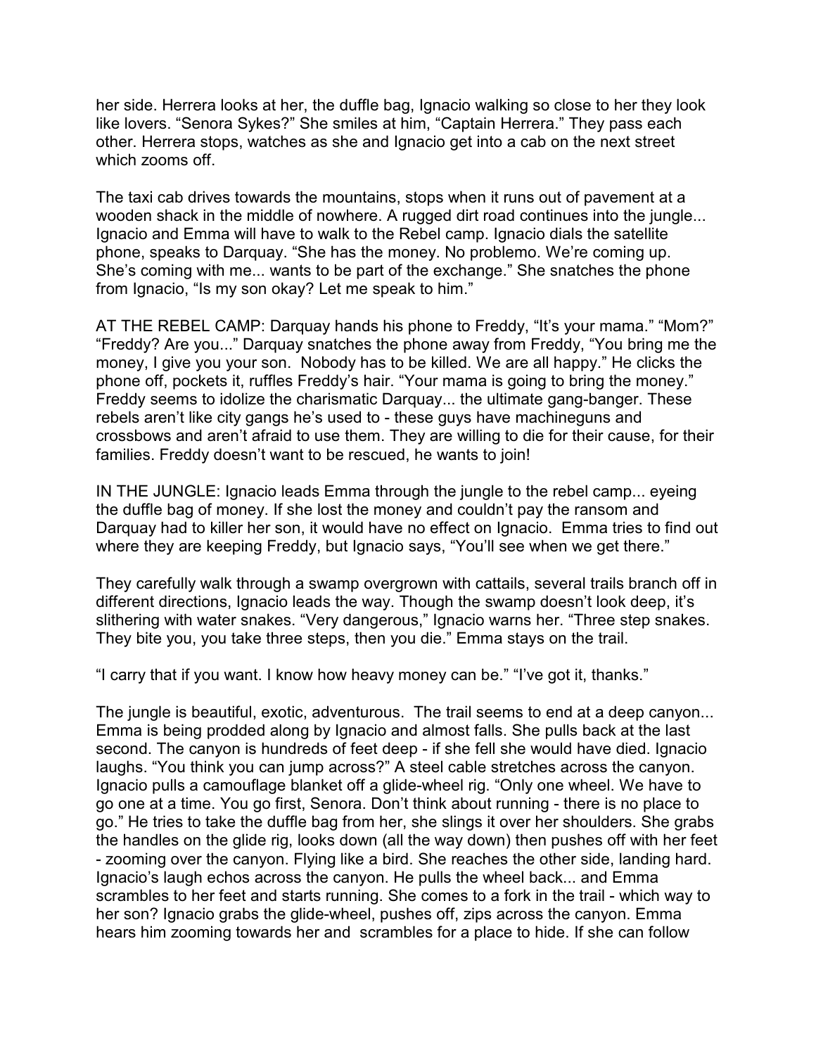her side. Herrera looks at her, the duffle bag, Ignacio walking so close to her they look like lovers. "Senora Sykes?" She smiles at him, "Captain Herrera." They pass each other. Herrera stops, watches as she and Ignacio get into a cab on the next street which zooms off.

The taxi cab drives towards the mountains, stops when it runs out of pavement at a wooden shack in the middle of nowhere. A rugged dirt road continues into the jungle... Ignacio and Emma will have to walk to the Rebel camp. Ignacio dials the satellite phone, speaks to Darquay. "She has the money. No problemo. We're coming up. She's coming with me... wants to be part of the exchange." She snatches the phone from Ignacio, "Is my son okay? Let me speak to him."

AT THE REBEL CAMP: Darquay hands his phone to Freddy, "It's your mama." "Mom?" "Freddy? Are you..." Darquay snatches the phone away from Freddy, "You bring me the money, I give you your son. Nobody has to be killed. We are all happy." He clicks the phone off, pockets it, ruffles Freddy's hair. "Your mama is going to bring the money." Freddy seems to idolize the charismatic Darquay... the ultimate gang-banger. These rebels aren't like city gangs he's used to - these guys have machineguns and crossbows and aren't afraid to use them. They are willing to die for their cause, for their families. Freddy doesn't want to be rescued, he wants to join!

IN THE JUNGLE: Ignacio leads Emma through the jungle to the rebel camp... eyeing the duffle bag of money. If she lost the money and couldn't pay the ransom and Darquay had to killer her son, it would have no effect on Ignacio. Emma tries to find out where they are keeping Freddy, but Ignacio says, "You'll see when we get there."

They carefully walk through a swamp overgrown with cattails, several trails branch off in different directions, Ignacio leads the way. Though the swamp doesn't look deep, it's slithering with water snakes. "Very dangerous," Ignacio warns her. "Three step snakes. They bite you, you take three steps, then you die." Emma stays on the trail.

"I carry that if you want. I know how heavy money can be." "I've got it, thanks."

The jungle is beautiful, exotic, adventurous. The trail seems to end at a deep canyon... Emma is being prodded along by Ignacio and almost falls. She pulls back at the last second. The canyon is hundreds of feet deep - if she fell she would have died. Ignacio laughs. "You think you can jump across?" A steel cable stretches across the canyon. Ignacio pulls a camouflage blanket off a glide-wheel rig. "Only one wheel. We have to go one at a time. You go first, Senora. Don't think about running - there is no place to go." He tries to take the duffle bag from her, she slings it over her shoulders. She grabs the handles on the glide rig, looks down (all the way down) then pushes off with her feet - zooming over the canyon. Flying like a bird. She reaches the other side, landing hard. Ignacio's laugh echos across the canyon. He pulls the wheel back... and Emma scrambles to her feet and starts running. She comes to a fork in the trail - which way to her son? Ignacio grabs the glide-wheel, pushes off, zips across the canyon. Emma hears him zooming towards her and scrambles for a place to hide. If she can follow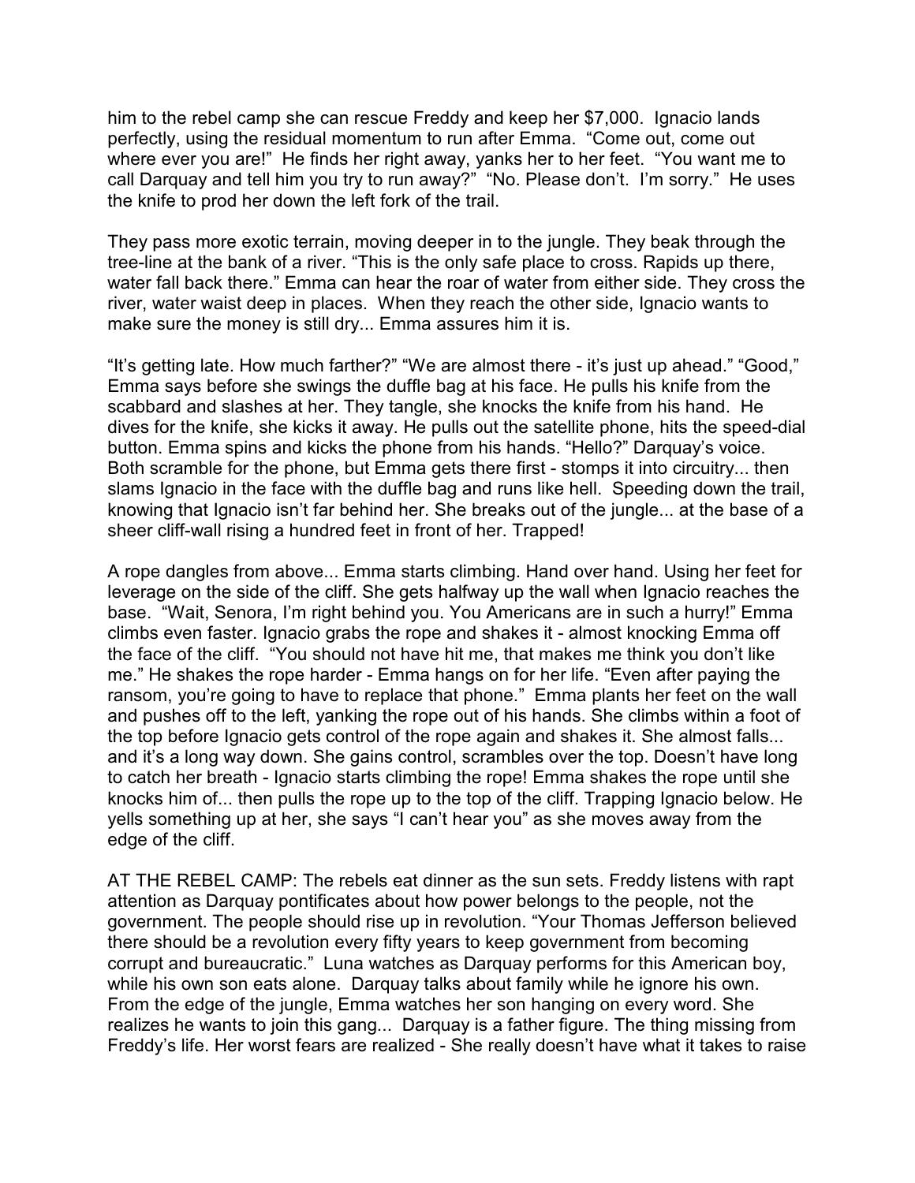him to the rebel camp she can rescue Freddy and keep her $7,000. Ignacio lands perfectly, using the residual momentum to run after Emma. “Come out, come out where ever you are!” He finds her right away, yanks her to her feet. “You want me to call Darquay and tell him you try to run away?” “No. Please don’t. I’m sorry.” He uses the knife to prod her down the left fork of the trail.

They pass more exotic terrain, moving deeper in to the jungle. They beak through the tree-line at the bank of a river. “This is the only safe place to cross. Rapids up there, water fall back there.” Emma can hear the roar of water from either side. They cross the river, water waist deep in places. When they reach the other side, Ignacio wants to make sure the money is still dry... Emma assures him it is.

“It’s getting late. How much farther?” “We are almost there - it’s just up ahead.” “Good,” Emma says before she swings the duffle bag at his face. He pulls his knife from the scabbard and slashes at her. They tangle, she knocks the knife from his hand. He dives for the knife, she kicks it away. He pulls out the satellite phone, hits the speed-dial button. Emma spins and kicks the phone from his hands. “Hello?” Darquay’s voice. Both scramble for the phone, but Emma gets there first - stomps it into circuitry... then slams Ignacio in the face with the duffle bag and runs like hell. Speeding down the trail, knowing that Ignacio isn’t far behind her. She breaks out of the jungle... at the base of a sheer cliff-wall rising a hundred feet in front of her. Trapped!

A rope dangles from above... Emma starts climbing. Hand over hand. Using her feet for leverage on the side of the cliff. She gets halfway up the wall when Ignacio reaches the base. “Wait, Senora, I’m right behind you. You Americans are in such a hurry!” Emma climbs even faster. Ignacio grabs the rope and shakes it - almost knocking Emma off the face of the cliff. “You should not have hit me, that makes me think you don’t like me.” He shakes the rope harder - Emma hangs on for her life. “Even after paying the ransom, you’re going to have to replace that phone.” Emma plants her feet on the wall and pushes off to the left, yanking the rope out of his hands. She climbs within a foot of the top before Ignacio gets control of the rope again and shakes it. She almost falls... and it’s a long way down. She gains control, scrambles over the top. Doesn’t have long to catch her breath - Ignacio starts climbing the rope! Emma shakes the rope until she knocks him of... then pulls the rope up to the top of the cliff. Trapping Ignacio below. He yells something up at her, she says “I can’t hear you” as she moves away from the edge of the cliff.

AT THE REBEL CAMP: The rebels eat dinner as the sun sets. Freddy listens with rapt attention as Darquay pontificates about how power belongs to the people, not the government. The people should rise up in revolution. “Your Thomas Jefferson believed there should be a revolution every fifty years to keep government from becoming corrupt and bureaucratic.” Luna watches as Darquay performs for this American boy, while his own son eats alone. Darquay talks about family while he ignore his own. From the edge of the jungle, Emma watches her son hanging on every word. She realizes he wants to join this gang... Darquay is a father figure. The thing missing from Freddy’s life. Her worst fears are realized - She really doesn’t have what it takes to raise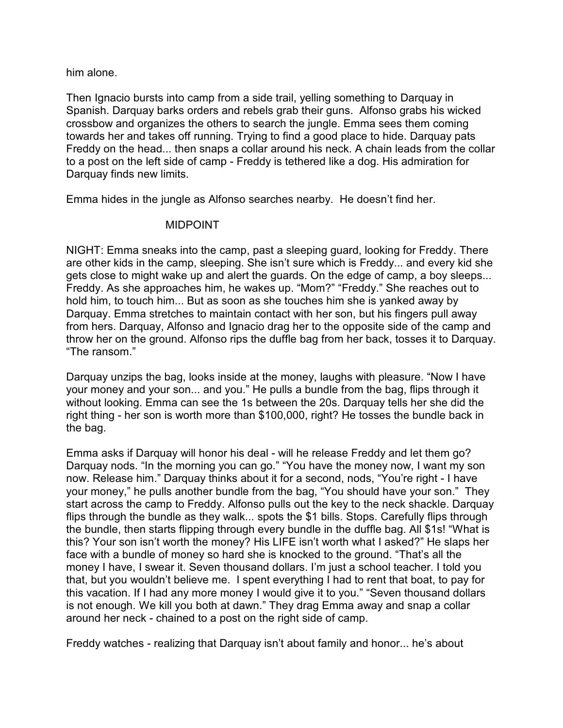him alone.

Then Ignacio bursts into camp from a side trail, yelling something to Darquay in Spanish. Darquay barks orders and rebels grab their guns. Alfonso grabs his wicked crossbow and organizes the others to search the jungle. Emma sees them coming towards her and takes off running. Trying to find a good place to hide. Darquay pats Freddy on the head... then snaps a collar around his neck. A chain leads from the collar to a post on the left side of camp - Freddy is tethered like a dog. His admiration for Darquay finds new limits.

Emma hides in the jungle as Alfonso searches nearby. He doesn't find her.

MIDPOINT

NIGHT: Emma sneaks into the camp, past a sleeping guard, looking for Freddy. There are other kids in the camp, sleeping. She isn't sure which is Freddy... and every kid she gets close to might wake up and alert the guards. On the edge of camp, a boy sleeps... Freddy. As she approaches him, he wakes up. "Mom?" "Freddy." She reaches out to hold him, to touch him... But as soon as she touches him she is yanked away by Darquay. Emma stretches to maintain contact with her son, but his fingers pull away from hers. Darquay, Alfonso and Ignacio drag her to the opposite side of the camp and throw her on the ground. Alfonso rips the duffle bag from her back, tosses it to Darquay. "The ransom."

Darquay unzips the bag, looks inside at the money, laughs with pleasure. "Now I have your money and your son... and you." He pulls a bundle from the bag, flips through it without looking. Emma can see the 1s between the 20s. Darquay tells her she did the right thing - her son is worth more than $100,000, right? He tosses the bundle back in the bag.

Emma asks if Darquay will honor his deal - will he release Freddy and let them go? Darquay nods. "In the morning you can go." "You have the money now, I want my son now. Release him." Darquay thinks about it for a second, nods, "You're right - I have your money," he pulls another bundle from the bag, "You should have your son." They start across the camp to Freddy. Alfonso pulls out the key to the neck shackle. Darquay flips through the bundle as they walk... spots the $1 bills. Stops. Carefully flips through the bundle, then starts flipping through every bundle in the duffle bag. All $1s! "What is this? Your son isn't worth the money? His LIFE isn't worth what I asked?" He slaps her face with a bundle of money so hard she is knocked to the ground. "That's all the money I have, I swear it. Seven thousand dollars. I'm just a school teacher. I told you that, but you wouldn't believe me. I spent everything I had to rent that boat, to pay for this vacation. If I had any more money I would give it to you." "Seven thousand dollars is not enough. We kill you both at dawn." They drag Emma away and snap a collar around her neck - chained to a post on the right side of camp.

Freddy watches - realizing that Darquay isn't about family and honor... he's about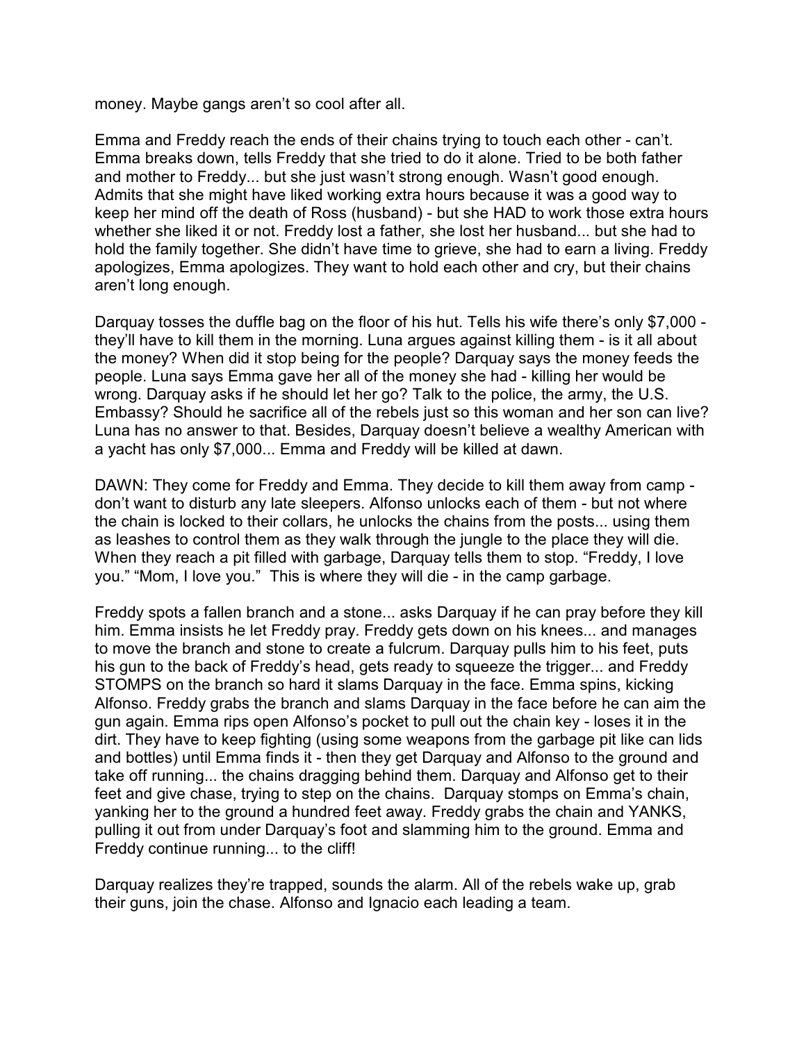money. Maybe gangs aren't so cool after all.

Emma and Freddy reach the ends of their chains trying to touch each other - can't. Emma breaks down, tells Freddy that she tried to do it alone. Tried to be both father and mother to Freddy... but she just wasn't strong enough. Wasn't good enough. Admits that she might have liked working extra hours because it was a good way to keep her mind off the death of Ross (husband) - but she HAD to work those extra hours whether she liked it or not. Freddy lost a father, she lost her husband... but she had to hold the family together. She didn't have time to grieve, she had to earn a living. Freddy apologizes, Emma apologizes. They want to hold each other and cry, but their chains aren't long enough.

Darquay tosses the duffle bag on the floor of his hut. Tells his wife there's only $7,000 - they'll have to kill them in the morning. Luna argues against killing them - is it all about the money? When did it stop being for the people? Darquay says the money feeds the people. Luna says Emma gave her all of the money she had - killing her would be wrong. Darquay asks if he should let her go? Talk to the police, the army, the U.S. Embassy? Should he sacrifice all of the rebels just so this woman and her son can live? Luna has no answer to that. Besides, Darquay doesn't believe a wealthy American with a yacht has only $7,000... Emma and Freddy will be killed at dawn.

DAWN: They come for Freddy and Emma. They decide to kill them away from camp - don't want to disturb any late sleepers. Alfonso unlocks each of them - but not where the chain is locked to their collars, he unlocks the chains from the posts... using them as leashes to control them as they walk through the jungle to the place they will die. When they reach a pit filled with garbage, Darquay tells them to stop. "Freddy, I love you." "Mom, I love you." This is where they will die - in the camp garbage.

Freddy spots a fallen branch and a stone... asks Darquay if he can pray before they kill him. Emma insists he let Freddy pray. Freddy gets down on his knees... and manages to move the branch and stone to create a fulcrum. Darquay pulls him to his feet, puts his gun to the back of Freddy's head, gets ready to squeeze the trigger... and Freddy STOMPS on the branch so hard it slams Darquay in the face. Emma spins, kicking Alfonso. Freddy grabs the branch and slams Darquay in the face before he can aim the gun again. Emma rips open Alfonso's pocket to pull out the chain key - loses it in the dirt. They have to keep fighting (using some weapons from the garbage pit like can lids and bottles) until Emma finds it - then they get Darquay and Alfonso to the ground and take off running... the chains dragging behind them. Darquay and Alfonso get to their feet and give chase, trying to step on the chains. Darquay stomps on Emma's chain, yanking her to the ground a hundred feet away. Freddy grabs the chain and YANKS, pulling it out from under Darquay's foot and slamming him to the ground. Emma and Freddy continue running... to the cliff!

Darquay realizes they're trapped, sounds the alarm. All of the rebels wake up, grab their guns, join the chase. Alfonso and Ignacio each leading a team.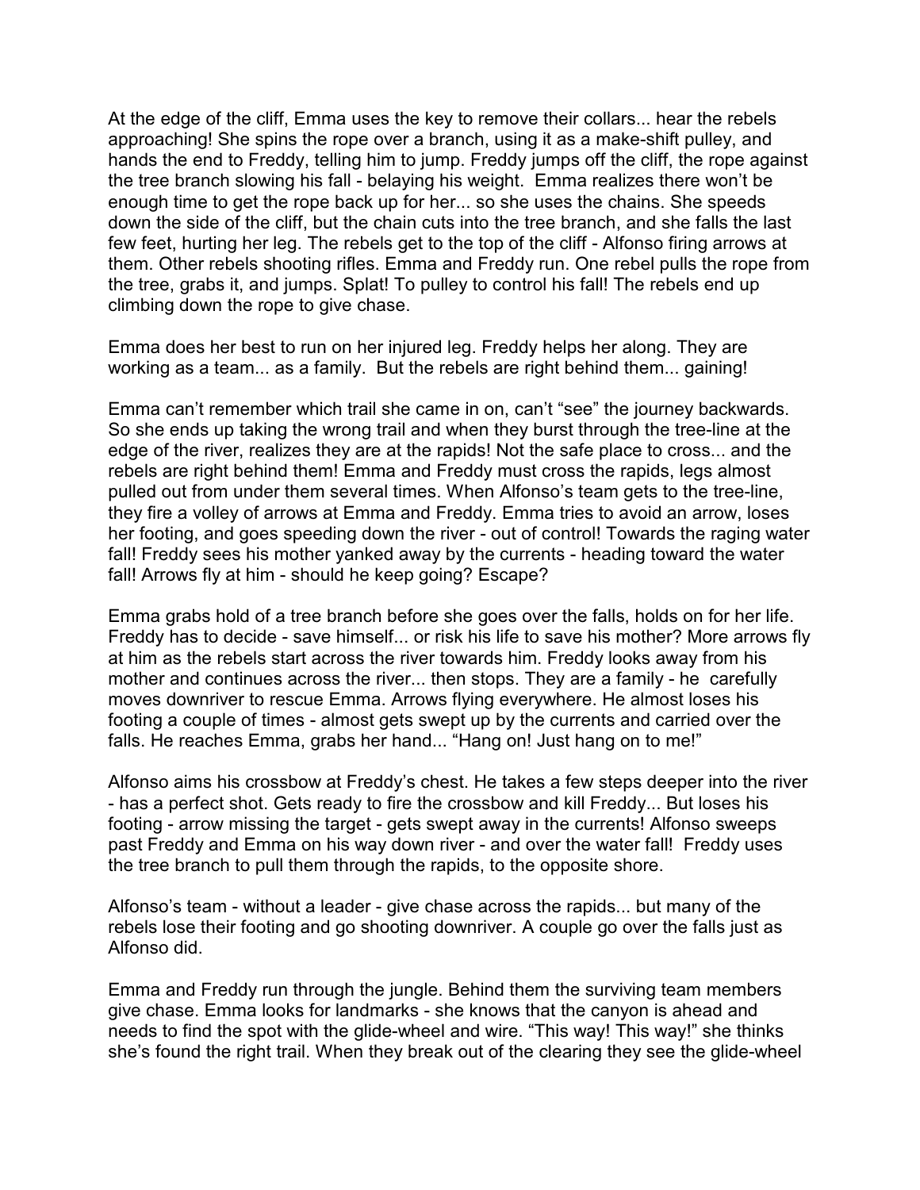At the edge of the cliff, Emma uses the key to remove their collars... hear the rebels approaching! She spins the rope over a branch, using it as a make-shift pulley, and hands the end to Freddy, telling him to jump. Freddy jumps off the cliff, the rope against the tree branch slowing his fall - belaying his weight. Emma realizes there won't be enough time to get the rope back up for her... so she uses the chains. She speeds down the side of the cliff, but the chain cuts into the tree branch, and she falls the last few feet, hurting her leg. The rebels get to the top of the cliff - Alfonso firing arrows at them. Other rebels shooting rifles. Emma and Freddy run. One rebel pulls the rope from the tree, grabs it, and jumps. Splat! To pulley to control his fall! The rebels end up climbing down the rope to give chase.

Emma does her best to run on her injured leg. Freddy helps her along. They are working as a team... as a family. But the rebels are right behind them... gaining!

Emma can't remember which trail she came in on, can't "see" the journey backwards. So she ends up taking the wrong trail and when they burst through the tree-line at the edge of the river, realizes they are at the rapids! Not the safe place to cross... and the rebels are right behind them! Emma and Freddy must cross the rapids, legs almost pulled out from under them several times. When Alfonso's team gets to the tree-line, they fire a volley of arrows at Emma and Freddy. Emma tries to avoid an arrow, loses her footing, and goes speeding down the river - out of control! Towards the raging water fall! Freddy sees his mother yanked away by the currents - heading toward the water fall! Arrows fly at him - should he keep going? Escape?

Emma grabs hold of a tree branch before she goes over the falls, holds on for her life. Freddy has to decide - save himself... or risk his life to save his mother? More arrows fly at him as the rebels start across the river towards him. Freddy looks away from his mother and continues across the river... then stops. They are a family - he carefully moves downriver to rescue Emma. Arrows flying everywhere. He almost loses his footing a couple of times - almost gets swept up by the currents and carried over the falls. He reaches Emma, grabs her hand... "Hang on! Just hang on to me!"

Alfonso aims his crossbow at Freddy's chest. He takes a few steps deeper into the river - has a perfect shot. Gets ready to fire the crossbow and kill Freddy... But loses his footing - arrow missing the target - gets swept away in the currents! Alfonso sweeps past Freddy and Emma on his way down river - and over the water fall! Freddy uses the tree branch to pull them through the rapids, to the opposite shore.

Alfonso's team - without a leader - give chase across the rapids... but many of the rebels lose their footing and go shooting downriver. A couple go over the falls just as Alfonso did.

Emma and Freddy run through the jungle. Behind them the surviving team members give chase. Emma looks for landmarks - she knows that the canyon is ahead and needs to find the spot with the glide-wheel and wire. "This way! This way!" she thinks she's found the right trail. When they break out of the clearing they see the glide-wheel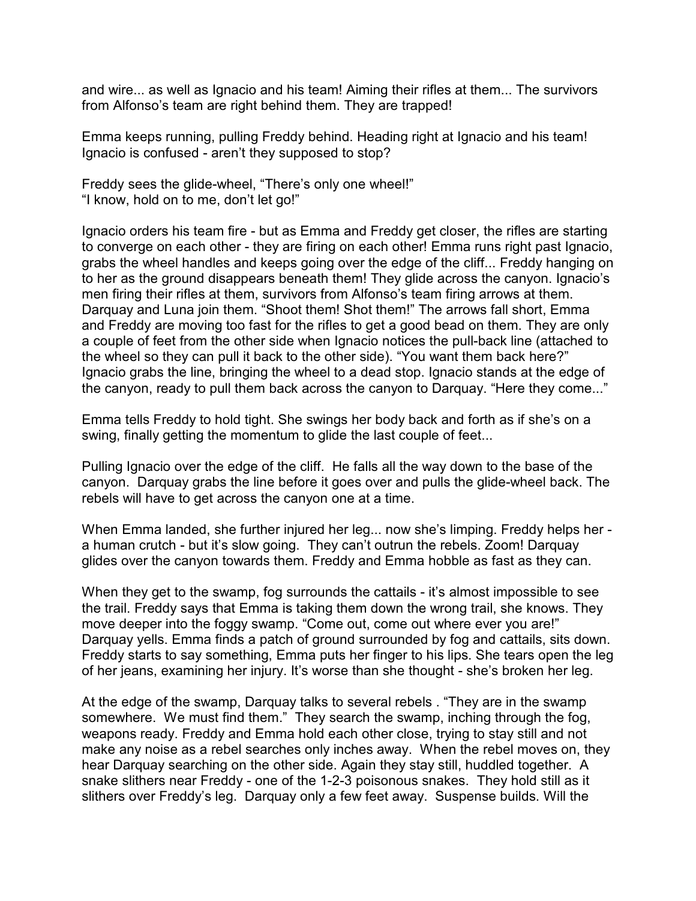and wire... as well as Ignacio and his team! Aiming their rifles at them... The survivors from Alfonso's team are right behind them. They are trapped!

Emma keeps running, pulling Freddy behind. Heading right at Ignacio and his team! Ignacio is confused - aren't they supposed to stop?

Freddy sees the glide-wheel, "There's only one wheel!"
"I know, hold on to me, don't let go!"

Ignacio orders his team fire - but as Emma and Freddy get closer, the rifles are starting to converge on each other - they are firing on each other! Emma runs right past Ignacio, grabs the wheel handles and keeps going over the edge of the cliff... Freddy hanging on to her as the ground disappears beneath them! They glide across the canyon. Ignacio's men firing their rifles at them, survivors from Alfonso's team firing arrows at them. Darquay and Luna join them. "Shoot them! Shot them!" The arrows fall short, Emma and Freddy are moving too fast for the rifles to get a good bead on them. They are only a couple of feet from the other side when Ignacio notices the pull-back line (attached to the wheel so they can pull it back to the other side). "You want them back here?" Ignacio grabs the line, bringing the wheel to a dead stop. Ignacio stands at the edge of the canyon, ready to pull them back across the canyon to Darquay. "Here they come..."

Emma tells Freddy to hold tight. She swings her body back and forth as if she's on a swing, finally getting the momentum to glide the last couple of feet...

Pulling Ignacio over the edge of the cliff. He falls all the way down to the base of the canyon. Darquay grabs the line before it goes over and pulls the glide-wheel back. The rebels will have to get across the canyon one at a time.

When Emma landed, she further injured her leg... now she's limping. Freddy helps her - a human crutch - but it's slow going. They can't outrun the rebels. Zoom! Darquay glides over the canyon towards them. Freddy and Emma hobble as fast as they can.

When they get to the swamp, fog surrounds the cattails - it's almost impossible to see the trail. Freddy says that Emma is taking them down the wrong trail, she knows. They move deeper into the foggy swamp. "Come out, come out where ever you are!" Darquay yells. Emma finds a patch of ground surrounded by fog and cattails, sits down. Freddy starts to say something, Emma puts her finger to his lips. She tears open the leg of her jeans, examining her injury. It's worse than she thought - she's broken her leg.

At the edge of the swamp, Darquay talks to several rebels . "They are in the swamp somewhere. We must find them." They search the swamp, inching through the fog, weapons ready. Freddy and Emma hold each other close, trying to stay still and not make any noise as a rebel searches only inches away. When the rebel moves on, they hear Darquay searching on the other side. Again they stay still, huddled together. A snake slithers near Freddy - one of the 1-2-3 poisonous snakes. They hold still as it slithers over Freddy's leg. Darquay only a few feet away. Suspense builds. Will the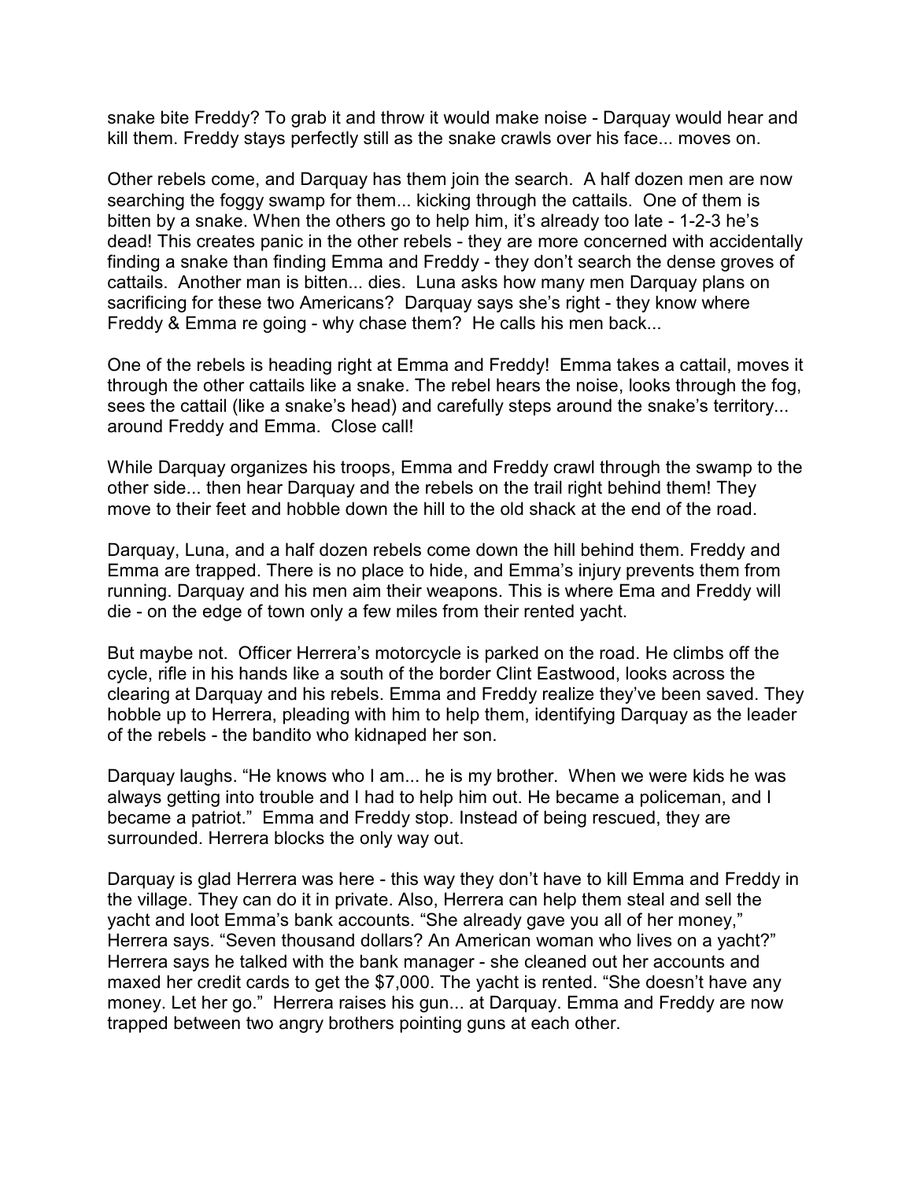snake bite Freddy? To grab it and throw it would make noise - Darquay would hear and kill them. Freddy stays perfectly still as the snake crawls over his face... moves on.

Other rebels come, and Darquay has them join the search. A half dozen men are now searching the foggy swamp for them... kicking through the cattails. One of them is bitten by a snake. When the others go to help him, it's already too late - 1-2-3 he's dead! This creates panic in the other rebels - they are more concerned with accidentally finding a snake than finding Emma and Freddy - they don't search the dense groves of cattails. Another man is bitten... dies. Luna asks how many men Darquay plans on sacrificing for these two Americans? Darquay says she's right - they know where Freddy & Emma re going - why chase them? He calls his men back...

One of the rebels is heading right at Emma and Freddy! Emma takes a cattail, moves it through the other cattails like a snake. The rebel hears the noise, looks through the fog, sees the cattail (like a snake's head) and carefully steps around the snake's territory... around Freddy and Emma. Close call!

While Darquay organizes his troops, Emma and Freddy crawl through the swamp to the other side... then hear Darquay and the rebels on the trail right behind them! They move to their feet and hobble down the hill to the old shack at the end of the road.

Darquay, Luna, and a half dozen rebels come down the hill behind them. Freddy and Emma are trapped. There is no place to hide, and Emma's injury prevents them from running. Darquay and his men aim their weapons. This is where Ema and Freddy will die - on the edge of town only a few miles from their rented yacht.

But maybe not. Officer Herrera's motorcycle is parked on the road. He climbs off the cycle, rifle in his hands like a south of the border Clint Eastwood, looks across the clearing at Darquay and his rebels. Emma and Freddy realize they've been saved. They hobble up to Herrera, pleading with him to help them, identifying Darquay as the leader of the rebels - the bandito who kidnaped her son.

Darquay laughs. "He knows who I am... he is my brother. When we were kids he was always getting into trouble and I had to help him out. He became a policeman, and I became a patriot." Emma and Freddy stop. Instead of being rescued, they are surrounded. Herrera blocks the only way out.

Darquay is glad Herrera was here - this way they don't have to kill Emma and Freddy in the village. They can do it in private. Also, Herrera can help them steal and sell the yacht and loot Emma's bank accounts. "She already gave you all of her money," Herrera says. "Seven thousand dollars? An American woman who lives on a yacht?" Herrera says he talked with the bank manager - she cleaned out her accounts and maxed her credit cards to get the $7,000. The yacht is rented. "She doesn't have any money. Let her go." Herrera raises his gun... at Darquay. Emma and Freddy are now trapped between two angry brothers pointing guns at each other.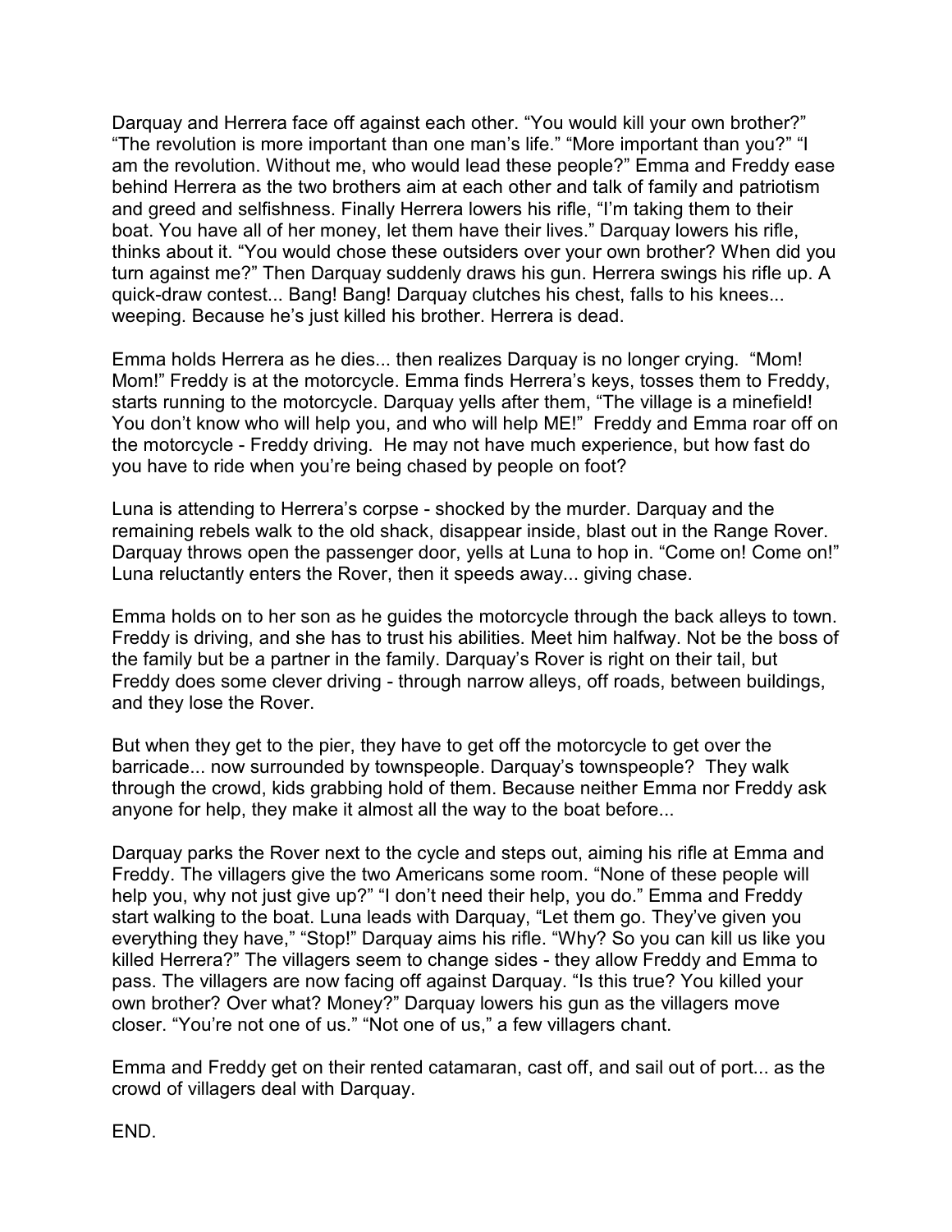Darquay and Herrera face off against each other. "You would kill your own brother?" "The revolution is more important than one man's life." "More important than you?" "I am the revolution. Without me, who would lead these people?" Emma and Freddy ease behind Herrera as the two brothers aim at each other and talk of family and patriotism and greed and selfishness. Finally Herrera lowers his rifle, "I'm taking them to their boat. You have all of her money, let them have their lives." Darquay lowers his rifle, thinks about it. "You would chose these outsiders over your own brother? When did you turn against me?" Then Darquay suddenly draws his gun. Herrera swings his rifle up. A quick-draw contest... Bang! Bang! Darquay clutches his chest, falls to his knees... weeping. Because he's just killed his brother. Herrera is dead.

Emma holds Herrera as he dies... then realizes Darquay is no longer crying. "Mom! Mom!" Freddy is at the motorcycle. Emma finds Herrera's keys, tosses them to Freddy, starts running to the motorcycle. Darquay yells after them, "The village is a minefield! You don't know who will help you, and who will help ME!" Freddy and Emma roar off on the motorcycle - Freddy driving. He may not have much experience, but how fast do you have to ride when you're being chased by people on foot?

Luna is attending to Herrera's corpse - shocked by the murder. Darquay and the remaining rebels walk to the old shack, disappear inside, blast out in the Range Rover. Darquay throws open the passenger door, yells at Luna to hop in. "Come on! Come on!" Luna reluctantly enters the Rover, then it speeds away... giving chase.

Emma holds on to her son as he guides the motorcycle through the back alleys to town. Freddy is driving, and she has to trust his abilities. Meet him halfway. Not be the boss of the family but be a partner in the family. Darquay's Rover is right on their tail, but Freddy does some clever driving - through narrow alleys, off roads, between buildings, and they lose the Rover.

But when they get to the pier, they have to get off the motorcycle to get over the barricade... now surrounded by townspeople. Darquay's townspeople? They walk through the crowd, kids grabbing hold of them. Because neither Emma nor Freddy ask anyone for help, they make it almost all the way to the boat before...

Darquay parks the Rover next to the cycle and steps out, aiming his rifle at Emma and Freddy. The villagers give the two Americans some room. "None of these people will help you, why not just give up?" "I don't need their help, you do." Emma and Freddy start walking to the boat. Luna leads with Darquay, "Let them go. They've given you everything they have," "Stop!" Darquay aims his rifle. "Why? So you can kill us like you killed Herrera?" The villagers seem to change sides - they allow Freddy and Emma to pass. The villagers are now facing off against Darquay. "Is this true? You killed your own brother? Over what? Money?" Darquay lowers his gun as the villagers move closer. "You're not one of us." "Not one of us," a few villagers chant.

Emma and Freddy get on their rented catamaran, cast off, and sail out of port... as the crowd of villagers deal with Darquay.

END.